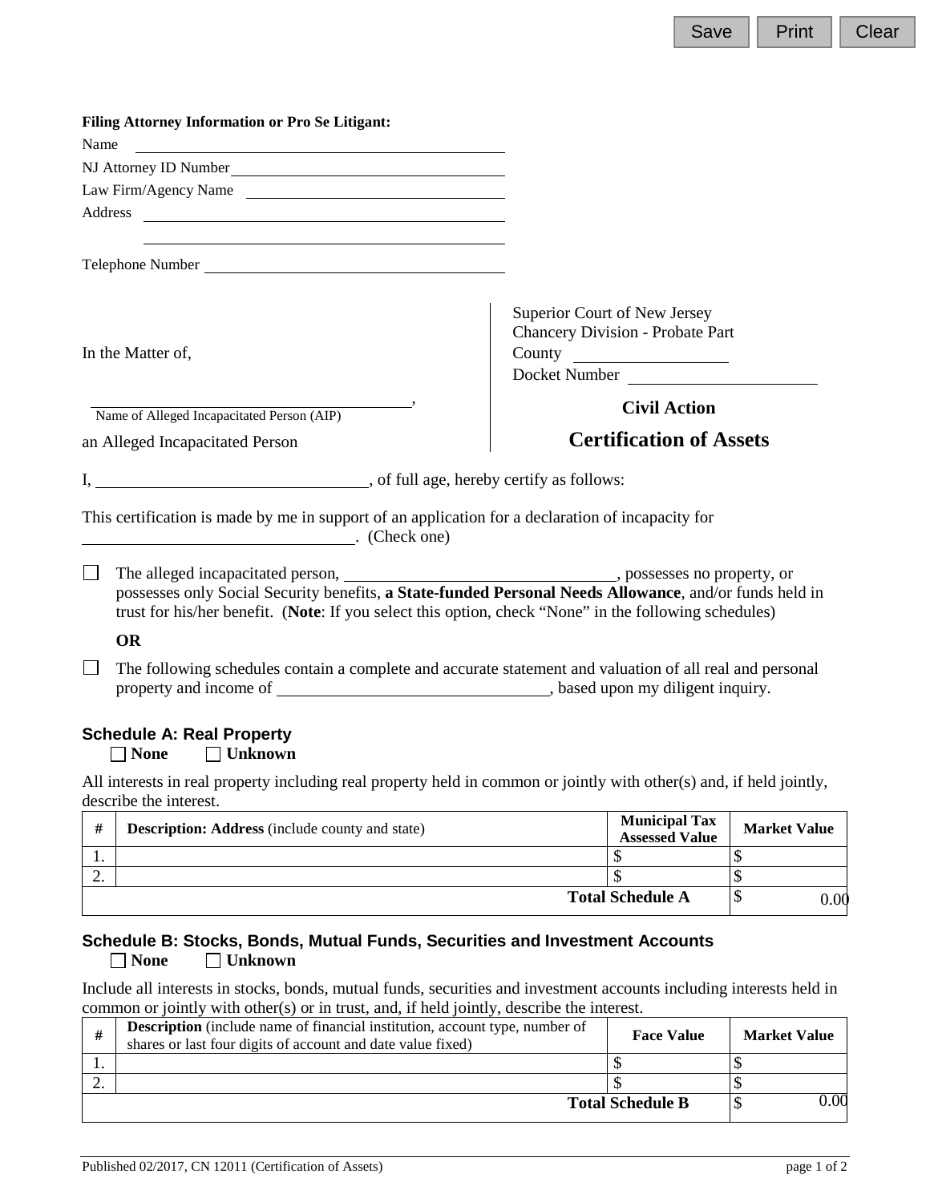**Filing Attorney Information or Pro Se Litigant:**

Name ______________________________

NJ Attorney ID Number ______________________________

Law Firm/Agency Name ______________________________

Address ______________________________

______________________________

Telephone Number ______________________________

In the Matter of,

______________________________,
Name of Alleged Incapacitated Person (AIP)

an Alleged Incapacitated Person

Superior Court of New Jersey
Chancery Division - Probate Part
County ______________
Docket Number ______________

**Civil Action**

# Certification of Assets

I, ______________________________, of full age, hereby certify as follows:

This certification is made by me in support of an application for a declaration of incapacity for ______________________________. (Check one)

☐ The alleged incapacitated person, ______________________________, possesses no property, or possesses only Social Security benefits, **a State-funded Personal Needs Allowance**, and/or funds held in trust for his/her benefit. (**Note**: If you select this option, check "None" in the following schedules)

**OR**

☐ The following schedules contain a complete and accurate statement and valuation of all real and personal property and income of ______________________________, based upon my diligent inquiry.

## Schedule A: Real Property

☐ **None** ☐ **Unknown**

All interests in real property including real property held in common or jointly with other(s) and, if held jointly, describe the interest.

| # | **Description: Address** (include county and state) | **Municipal Tax Assessed Value** | **Market Value** |
|---|---|---|---|
| 1. | | $ | $ |
| 2. | | $ | $ |
| | | **Total Schedule A** | $ 0.00 |

## Schedule B: Stocks, Bonds, Mutual Funds, Securities and Investment Accounts

☐ **None** ☐ **Unknown**

Include all interests in stocks, bonds, mutual funds, securities and investment accounts including interests held in common or jointly with other(s) or in trust, and, if held jointly, describe the interest.

| # | **Description** (include name of financial institution, account type, number of shares or last four digits of account and date value fixed) | **Face Value** | **Market Value** |
|---|---|---|---|
| 1. | | $ | $ |
| 2. | | $ | $ |
| | | **Total Schedule B** | $ 0.00 |

Published 02/2017, CN 12011 (Certification of Assets)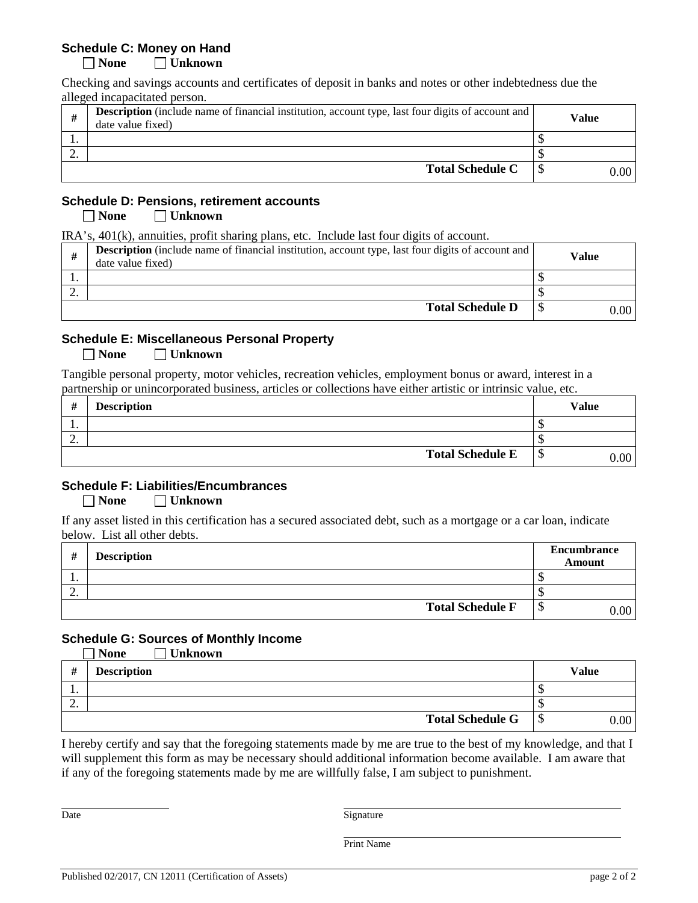### Schedule C: Money on Hand

☐ **None** ☐ **Unknown**

Checking and savings accounts and certificates of deposit in banks and notes or other indebtedness due the alleged incapacitated person.

| # | **Description** (include name of financial institution, account type, last four digits of account and date value fixed) | Value |
|---|---|---|
| 1. | | $ |
| 2. | | $ |
| | **Total Schedule C** | $ 0.00 |

### Schedule D: Pensions, retirement accounts

☐ **None** ☐ **Unknown**

IRA's, 401(k), annuities, profit sharing plans, etc. Include last four digits of account.

| # | **Description** (include name of financial institution, account type, last four digits of account and date value fixed) | Value |
|---|---|---|
| 1. | | $ |
| 2. | | $ |
| | **Total Schedule D** | $ 0.00 |

### Schedule E: Miscellaneous Personal Property

☐ **None** ☐ **Unknown**

Tangible personal property, motor vehicles, recreation vehicles, employment bonus or award, interest in a partnership or unincorporated business, articles or collections have either artistic or intrinsic value, etc.

| # | Description | Value |
|---|---|---|
| 1. | | $ |
| 2. | | $ |
| | **Total Schedule E** | $ 0.00 |

### Schedule F: Liabilities/Encumbrances

☐ **None** ☐ **Unknown**

If any asset listed in this certification has a secured associated debt, such as a mortgage or a car loan, indicate below. List all other debts.

| # | Description | Encumbrance Amount |
|---|---|---|
| 1. | | $ |
| 2. | | $ |
| | **Total Schedule F** | $ 0.00 |

### Schedule G: Sources of Monthly Income

☐ **None** ☐ **Unknown**

| # | Description | Value |
|---|---|---|
| 1. | | $ |
| 2. | | $ |
| | **Total Schedule G** | $ 0.00 |

I hereby certify and say that the foregoing statements made by me are true to the best of my knowledge, and that I will supplement this form as may be necessary should additional information become available. I am aware that if any of the foregoing statements made by me are willfully false, I am subject to punishment.

\_\_\_\_\_\_\_\_\_\_\_\_\_\_\_\_\_\_\_\_ \_\_\_\_\_\_\_\_\_\_\_\_\_\_\_\_\_\_\_\_\_\_\_\_\_\_\_\_\_\_\_\_\_\_\_\_\_\_\_\_\_\_\_\_
Date Signature

\_\_\_\_\_\_\_\_\_\_\_\_\_\_\_\_\_\_\_\_\_\_\_\_\_\_\_\_\_\_\_\_\_\_\_\_\_\_\_\_\_\_\_\_
Print Name

Published 02/2017, CN 12011 (Certification of Assets)